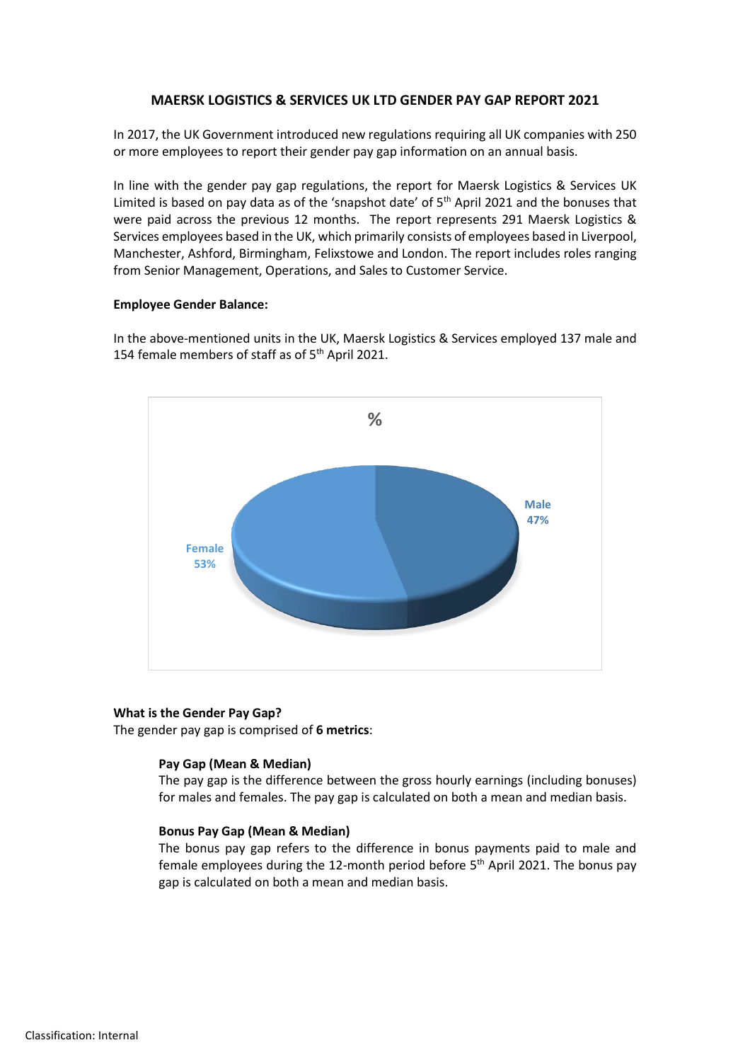# MAERSK LOGISTICS & SERVICES UK LTD GENDER PAY GAP REPORT 2021

In 2017, the UK Government introduced new regulations requiring all UK companies with 250 or more employees to report their gender pay gap information on an annual basis.

In line with the gender pay gap regulations, the report for Maersk Logistics & Services UK Limited is based on pay data as of the 'snapshot date' of 5th April 2021 and the bonuses that were paid across the previous 12 months. The report represents 291 Maersk Logistics & Services employees based in the UK, which primarily consists of employees based in Liverpool, Manchester, Ashford, Birmingham, Felixstowe and London. The report includes roles ranging from Senior Management, Operations, and Sales to Customer Service.

**Employee Gender Balance:**

In the above-mentioned units in the UK, Maersk Logistics & Services employed 137 male and 154 female members of staff as of 5th April 2021.

%

Male 47%

Female 53%

**What is the Gender Pay Gap?**

The gender pay gap is comprised of **6 metrics**:

**Pay Gap (Mean & Median)**
The pay gap is the difference between the gross hourly earnings (including bonuses) for males and females. The pay gap is calculated on both a mean and median basis.

**Bonus Pay Gap (Mean & Median)**
The bonus pay gap refers to the difference in bonus payments paid to male and female employees during the 12-month period before 5th April 2021. The bonus pay gap is calculated on both a mean and median basis.

Classification: Internal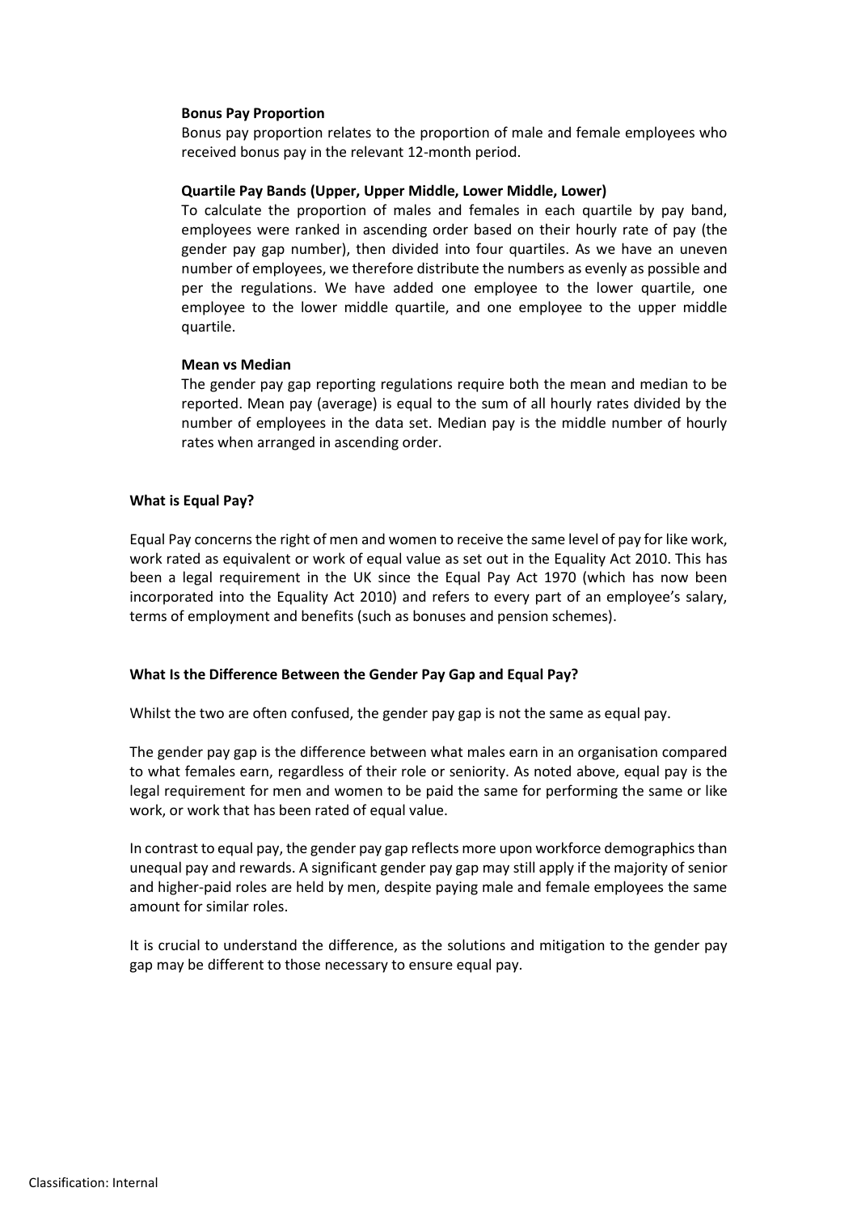**Bonus Pay Proportion**

Bonus pay proportion relates to the proportion of male and female employees who received bonus pay in the relevant 12-month period.

**Quartile Pay Bands (Upper, Upper Middle, Lower Middle, Lower)**

To calculate the proportion of males and females in each quartile by pay band, employees were ranked in ascending order based on their hourly rate of pay (the gender pay gap number), then divided into four quartiles. As we have an uneven number of employees, we therefore distribute the numbers as evenly as possible and per the regulations. We have added one employee to the lower quartile, one employee to the lower middle quartile, and one employee to the upper middle quartile.

**Mean vs Median**

The gender pay gap reporting regulations require both the mean and median to be reported. Mean pay (average) is equal to the sum of all hourly rates divided by the number of employees in the data set. Median pay is the middle number of hourly rates when arranged in ascending order.

## What is Equal Pay?

Equal Pay concerns the right of men and women to receive the same level of pay for like work, work rated as equivalent or work of equal value as set out in the Equality Act 2010. This has been a legal requirement in the UK since the Equal Pay Act 1970 (which has now been incorporated into the Equality Act 2010) and refers to every part of an employee's salary, terms of employment and benefits (such as bonuses and pension schemes).

## What Is the Difference Between the Gender Pay Gap and Equal Pay?

Whilst the two are often confused, the gender pay gap is not the same as equal pay.

The gender pay gap is the difference between what males earn in an organisation compared to what females earn, regardless of their role or seniority. As noted above, equal pay is the legal requirement for men and women to be paid the same for performing the same or like work, or work that has been rated of equal value.

In contrast to equal pay, the gender pay gap reflects more upon workforce demographics than unequal pay and rewards. A significant gender pay gap may still apply if the majority of senior and higher-paid roles are held by men, despite paying male and female employees the same amount for similar roles.

It is crucial to understand the difference, as the solutions and mitigation to the gender pay gap may be different to those necessary to ensure equal pay.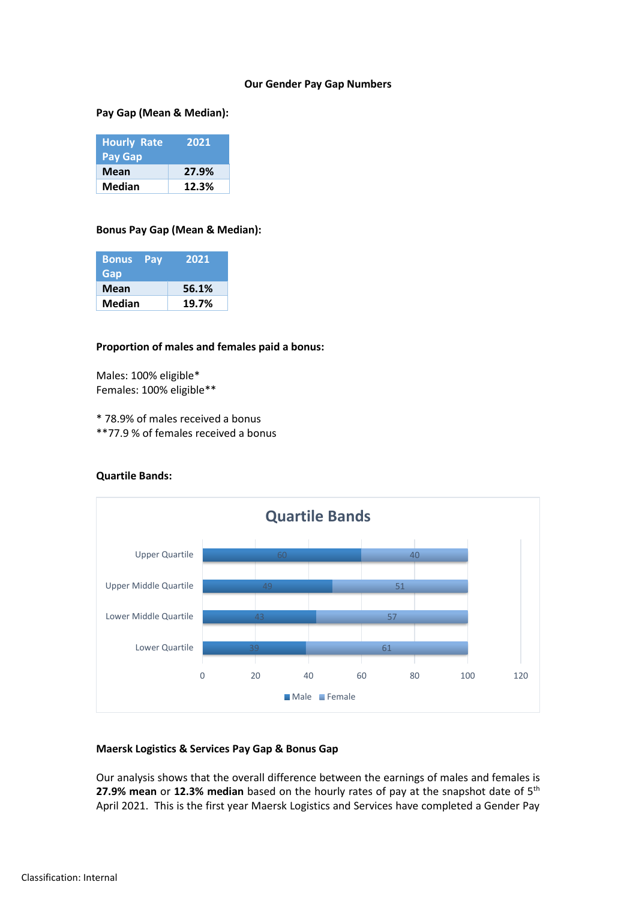## Our Gender Pay Gap Numbers

**Pay Gap (Mean & Median):**

| Hourly Rate Pay Gap | 2021 |
|---|---|
| **Mean** | **27.9%** |
| **Median** | **12.3%** |

**Bonus Pay Gap (Mean & Median):**

| Bonus Pay Gap | 2021 |
|---|---|
| **Mean** | **56.1%** |
| **Median** | **19.7%** |

**Proportion of males and females paid a bonus:**

Males: 100% eligible*
Females: 100% eligible**

* 78.9% of males received a bonus
**77.9 % of females received a bonus

**Quartile Bands:**

Quartile Bands

| Quartile | Male | Female |
|---|---|---|
| Upper Quartile | 60 | 40 |
| Upper Middle Quartile | 49 | 51 |
| Lower Middle Quartile | 43 | 57 |
| Lower Quartile | 39 | 61 |

**Maersk Logistics & Services Pay Gap & Bonus Gap**

Our analysis shows that the overall difference between the earnings of males and females is **27.9% mean** or **12.3% median** based on the hourly rates of pay at the snapshot date of 5th April 2021. This is the first year Maersk Logistics and Services have completed a Gender Pay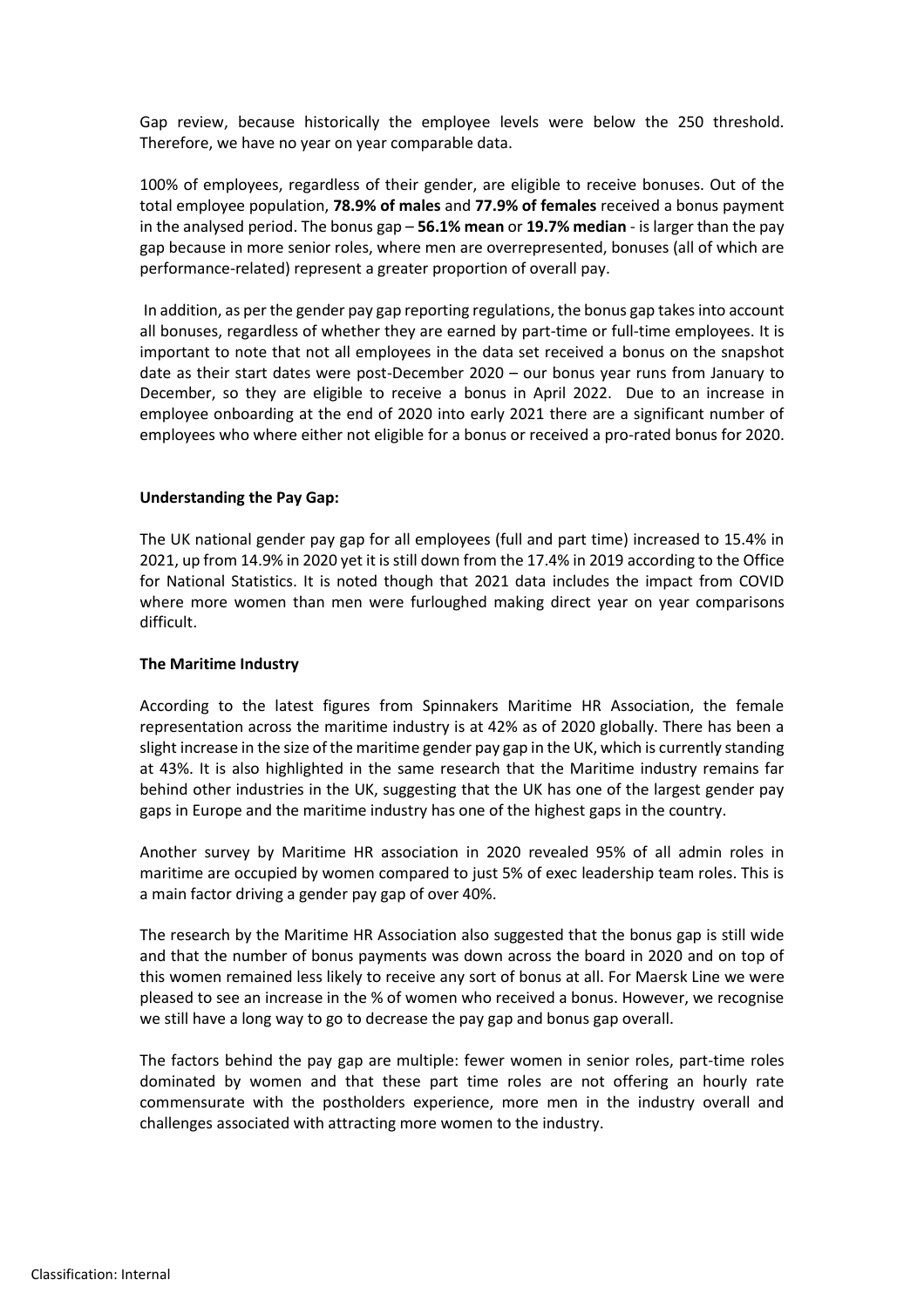Gap review, because historically the employee levels were below the 250 threshold. Therefore, we have no year on year comparable data.

100% of employees, regardless of their gender, are eligible to receive bonuses. Out of the total employee population, **78.9% of males** and **77.9% of females** received a bonus payment in the analysed period. The bonus gap – **56.1% mean** or **19.7% median** - is larger than the pay gap because in more senior roles, where men are overrepresented, bonuses (all of which are performance-related) represent a greater proportion of overall pay.

In addition, as per the gender pay gap reporting regulations, the bonus gap takes into account all bonuses, regardless of whether they are earned by part-time or full-time employees. It is important to note that not all employees in the data set received a bonus on the snapshot date as their start dates were post-December 2020 – our bonus year runs from January to December, so they are eligible to receive a bonus in April 2022. Due to an increase in employee onboarding at the end of 2020 into early 2021 there are a significant number of employees who where either not eligible for a bonus or received a pro-rated bonus for 2020.

**Understanding the Pay Gap:**

The UK national gender pay gap for all employees (full and part time) increased to 15.4% in 2021, up from 14.9% in 2020 yet it is still down from the 17.4% in 2019 according to the Office for National Statistics. It is noted though that 2021 data includes the impact from COVID where more women than men were furloughed making direct year on year comparisons difficult.

**The Maritime Industry**

According to the latest figures from Spinnakers Maritime HR Association, the female representation across the maritime industry is at 42% as of 2020 globally. There has been a slight increase in the size of the maritime gender pay gap in the UK, which is currently standing at 43%. It is also highlighted in the same research that the Maritime industry remains far behind other industries in the UK, suggesting that the UK has one of the largest gender pay gaps in Europe and the maritime industry has one of the highest gaps in the country.

Another survey by Maritime HR association in 2020 revealed 95% of all admin roles in maritime are occupied by women compared to just 5% of exec leadership team roles. This is a main factor driving a gender pay gap of over 40%.

The research by the Maritime HR Association also suggested that the bonus gap is still wide and that the number of bonus payments was down across the board in 2020 and on top of this women remained less likely to receive any sort of bonus at all. For Maersk Line we were pleased to see an increase in the % of women who received a bonus. However, we recognise we still have a long way to go to decrease the pay gap and bonus gap overall.

The factors behind the pay gap are multiple: fewer women in senior roles, part-time roles dominated by women and that these part time roles are not offering an hourly rate commensurate with the postholders experience, more men in the industry overall and challenges associated with attracting more women to the industry.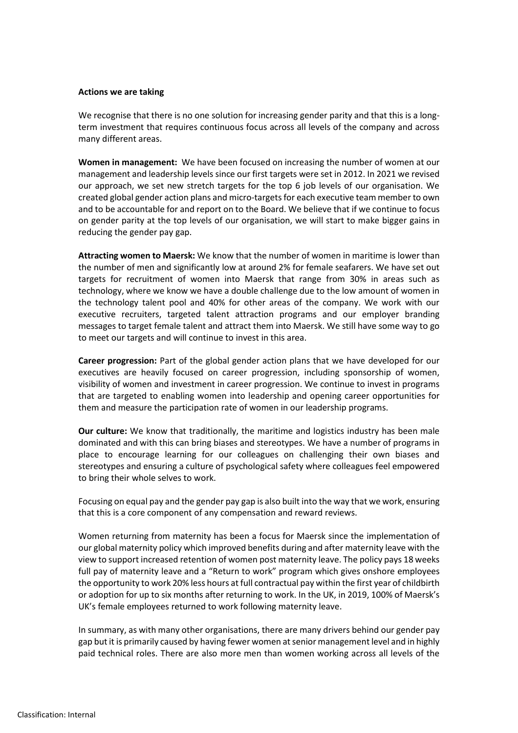**Actions we are taking**

We recognise that there is no one solution for increasing gender parity and that this is a long-term investment that requires continuous focus across all levels of the company and across many different areas.

**Women in management:** We have been focused on increasing the number of women at our management and leadership levels since our first targets were set in 2012. In 2021 we revised our approach, we set new stretch targets for the top 6 job levels of our organisation. We created global gender action plans and micro-targets for each executive team member to own and to be accountable for and report on to the Board. We believe that if we continue to focus on gender parity at the top levels of our organisation, we will start to make bigger gains in reducing the gender pay gap.

**Attracting women to Maersk:** We know that the number of women in maritime is lower than the number of men and significantly low at around 2% for female seafarers. We have set out targets for recruitment of women into Maersk that range from 30% in areas such as technology, where we know we have a double challenge due to the low amount of women in the technology talent pool and 40% for other areas of the company. We work with our executive recruiters, targeted talent attraction programs and our employer branding messages to target female talent and attract them into Maersk. We still have some way to go to meet our targets and will continue to invest in this area.

**Career progression:** Part of the global gender action plans that we have developed for our executives are heavily focused on career progression, including sponsorship of women, visibility of women and investment in career progression. We continue to invest in programs that are targeted to enabling women into leadership and opening career opportunities for them and measure the participation rate of women in our leadership programs.

**Our culture:** We know that traditionally, the maritime and logistics industry has been male dominated and with this can bring biases and stereotypes. We have a number of programs in place to encourage learning for our colleagues on challenging their own biases and stereotypes and ensuring a culture of psychological safety where colleagues feel empowered to bring their whole selves to work.

Focusing on equal pay and the gender pay gap is also built into the way that we work, ensuring that this is a core component of any compensation and reward reviews.

Women returning from maternity has been a focus for Maersk since the implementation of our global maternity policy which improved benefits during and after maternity leave with the view to support increased retention of women post maternity leave. The policy pays 18 weeks full pay of maternity leave and a "Return to work" program which gives onshore employees the opportunity to work 20% less hours at full contractual pay within the first year of childbirth or adoption for up to six months after returning to work. In the UK, in 2019, 100% of Maersk's UK's female employees returned to work following maternity leave.

In summary, as with many other organisations, there are many drivers behind our gender pay gap but it is primarily caused by having fewer women at senior management level and in highly paid technical roles. There are also more men than women working across all levels of the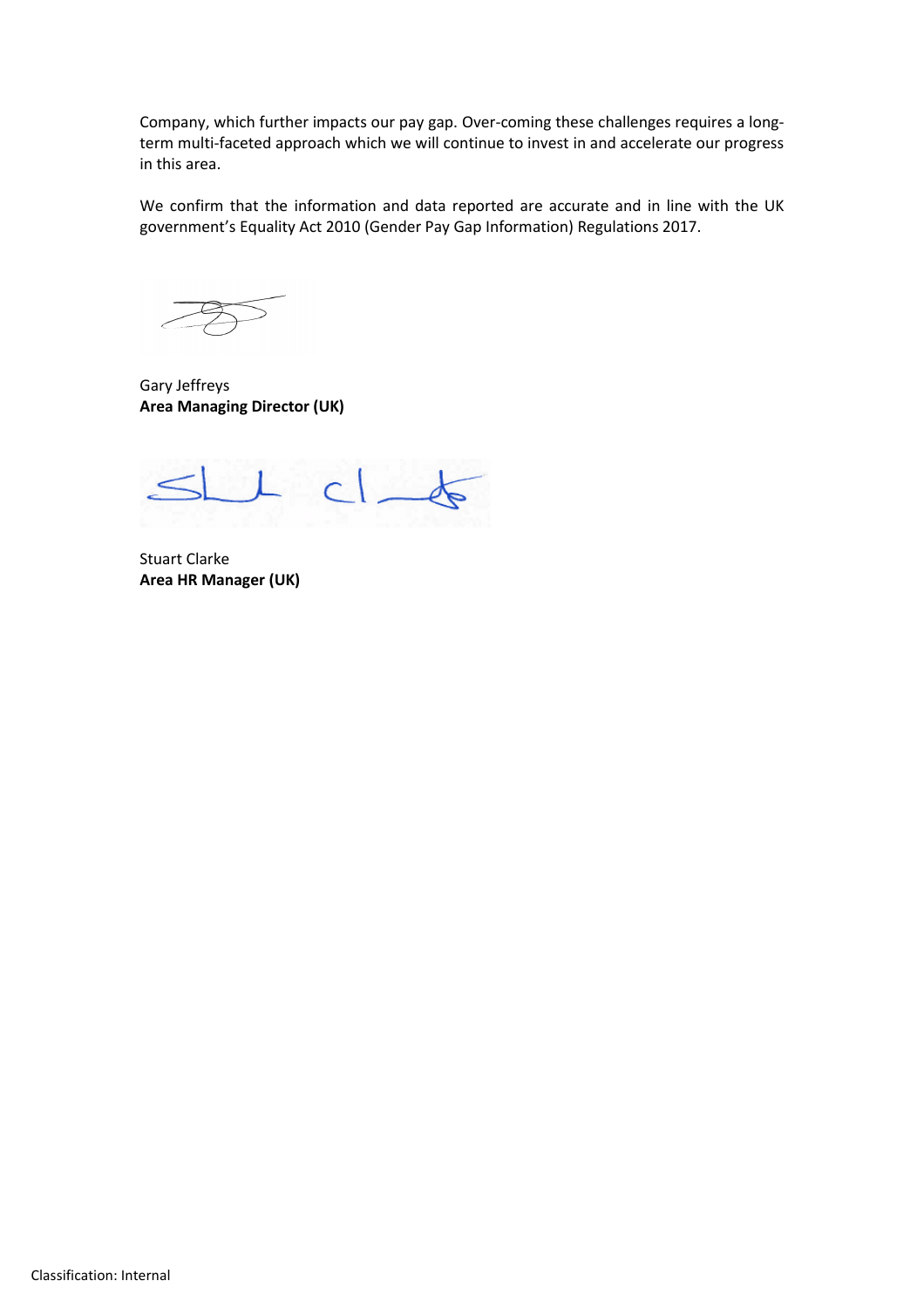Company, which further impacts our pay gap. Over-coming these challenges requires a long-term multi-faceted approach which we will continue to invest in and accelerate our progress in this area.

We confirm that the information and data reported are accurate and in line with the UK government's Equality Act 2010 (Gender Pay Gap Information) Regulations 2017.

Gary Jeffreys
**Area Managing Director (UK)**

Stuart Clarke
**Area HR Manager (UK)**

Classification: Internal